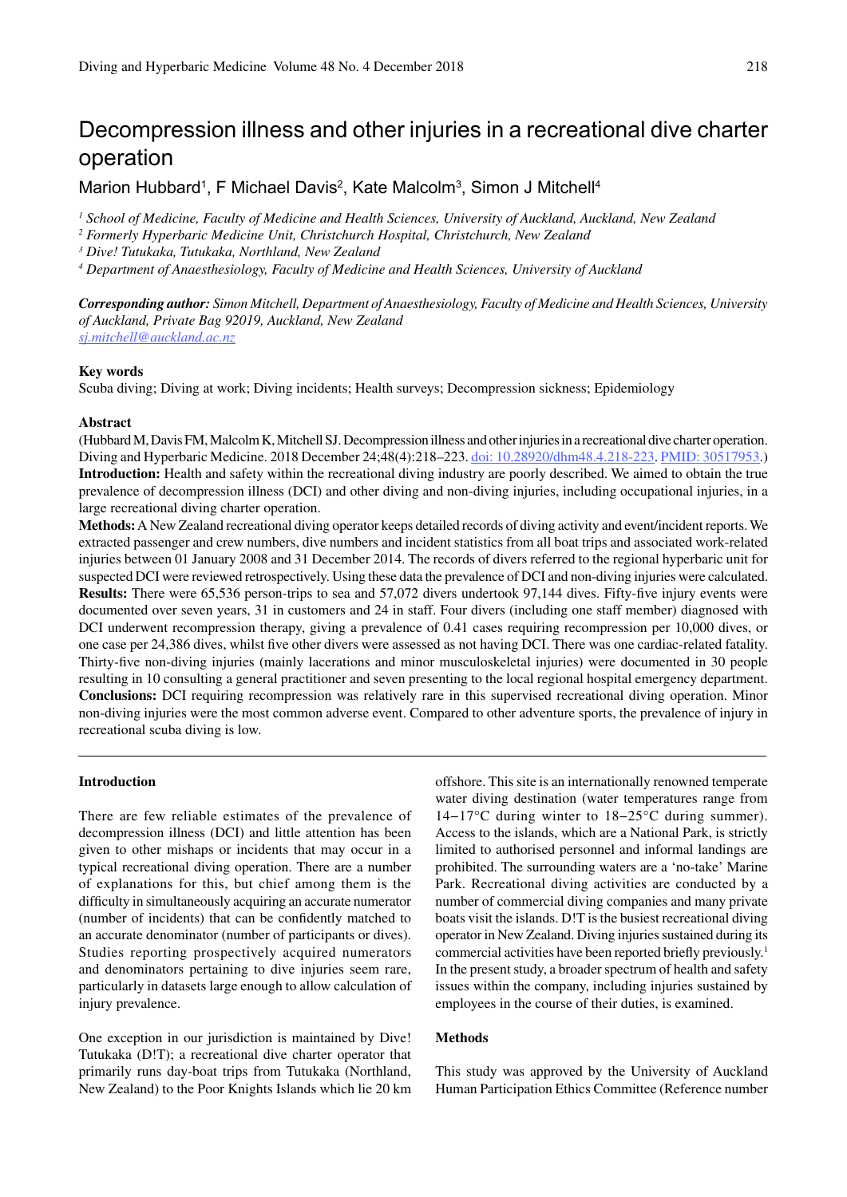# Decompression illness and other injuries in a recreational dive charter operation

Marion Hubbard[1], F Michael Davis[2], Kate Malcolm[3], Simon J Mitchell[4]

[1] *School of Medicine, Faculty of Medicine and Health Sciences, University of Auckland, Auckland, New Zealand*
[2] *Formerly Hyperbaric Medicine Unit, Christchurch Hospital, Christchurch, New Zealand*
[3] *Dive! Tutukaka, Tutukaka, Northland, New Zealand*
[4] *Department of Anaesthesiology, Faculty of Medicine and Health Sciences, University of Auckland*

***Corresponding author:*** *Simon Mitchell, Department of Anaesthesiology, Faculty of Medicine and Health Sciences, University of Auckland, Private Bag 92019, Auckland, New Zealand*
*sj.mitchell@auckland.ac.nz*

### Key words

Scuba diving; Diving at work; Diving incidents; Health surveys; Decompression sickness; Epidemiology

### Abstract

(Hubbard M, Davis FM, Malcolm K, Mitchell SJ. Decompression illness and other injuries in a recreational dive charter operation. Diving and Hyperbaric Medicine. 2018 December 24;48(4):218–223. doi: 10.28920/dhm48.4.218-223. PMID: 30517953.)

**Introduction:** Health and safety within the recreational diving industry are poorly described. We aimed to obtain the true prevalence of decompression illness (DCI) and other diving and non-diving injuries, including occupational injuries, in a large recreational diving charter operation.

**Methods:** A New Zealand recreational diving operator keeps detailed records of diving activity and event/incident reports. We extracted passenger and crew numbers, dive numbers and incident statistics from all boat trips and associated work-related injuries between 01 January 2008 and 31 December 2014. The records of divers referred to the regional hyperbaric unit for suspected DCI were reviewed retrospectively. Using these data the prevalence of DCI and non-diving injuries were calculated.

**Results:** There were 65,536 person-trips to sea and 57,072 divers undertook 97,144 dives. Fifty-five injury events were documented over seven years, 31 in customers and 24 in staff. Four divers (including one staff member) diagnosed with DCI underwent recompression therapy, giving a prevalence of 0.41 cases requiring recompression per 10,000 dives, or one case per 24,386 dives, whilst five other divers were assessed as not having DCI. There was one cardiac-related fatality. Thirty-five non-diving injuries (mainly lacerations and minor musculoskeletal injuries) were documented in 30 people resulting in 10 consulting a general practitioner and seven presenting to the local regional hospital emergency department.

**Conclusions:** DCI requiring recompression was relatively rare in this supervised recreational diving operation. Minor non-diving injuries were the most common adverse event. Compared to other adventure sports, the prevalence of injury in recreational scuba diving is low.

## Introduction

There are few reliable estimates of the prevalence of decompression illness (DCI) and little attention has been given to other mishaps or incidents that may occur in a typical recreational diving operation. There are a number of explanations for this, but chief among them is the difficulty in simultaneously acquiring an accurate numerator (number of incidents) that can be confidently matched to an accurate denominator (number of participants or dives). Studies reporting prospectively acquired numerators and denominators pertaining to dive injuries seem rare, particularly in datasets large enough to allow calculation of injury prevalence.

One exception in our jurisdiction is maintained by Dive! Tutukaka (D!T); a recreational dive charter operator that primarily runs day-boat trips from Tutukaka (Northland, New Zealand) to the Poor Knights Islands which lie 20 km offshore. This site is an internationally renowned temperate water diving destination (water temperatures range from 14–17°C during winter to 18–25°C during summer). Access to the islands, which are a National Park, is strictly limited to authorised personnel and informal landings are prohibited. The surrounding waters are a 'no-take' Marine Park. Recreational diving activities are conducted by a number of commercial diving companies and many private boats visit the islands. D!T is the busiest recreational diving operator in New Zealand. Diving injuries sustained during its commercial activities have been reported briefly previously.[1] In the present study, a broader spectrum of health and safety issues within the company, including injuries sustained by employees in the course of their duties, is examined.

## Methods

This study was approved by the University of Auckland Human Participation Ethics Committee (Reference number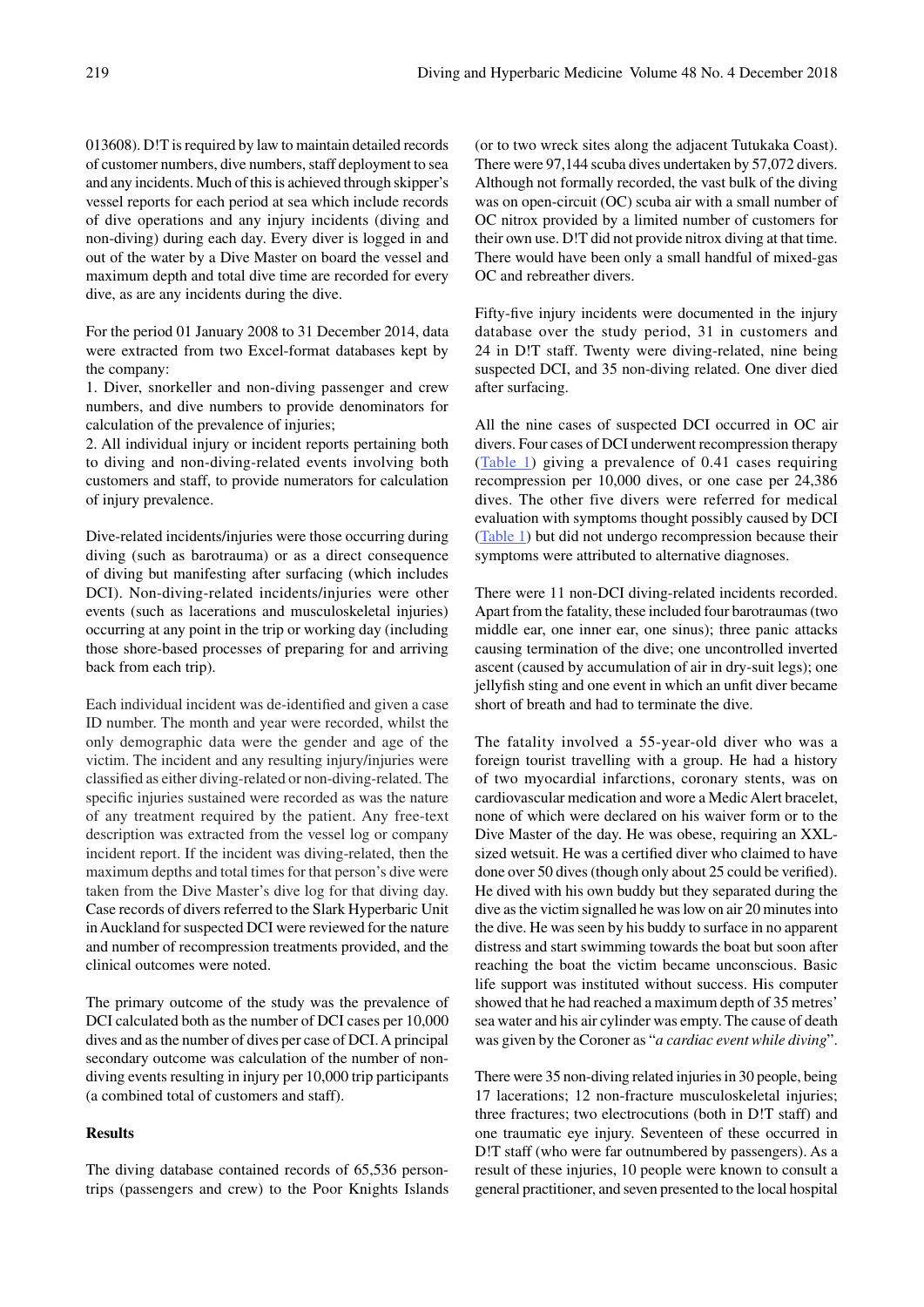013608). D!T is required by law to maintain detailed records of customer numbers, dive numbers, staff deployment to sea and any incidents. Much of this is achieved through skipper's vessel reports for each period at sea which include records of dive operations and any injury incidents (diving and non-diving) during each day. Every diver is logged in and out of the water by a Dive Master on board the vessel and maximum depth and total dive time are recorded for every dive, as are any incidents during the dive.

For the period 01 January 2008 to 31 December 2014, data were extracted from two Excel-format databases kept by the company:

1. Diver, snorkeller and non-diving passenger and crew numbers, and dive numbers to provide denominators for calculation of the prevalence of injuries;
2. All individual injury or incident reports pertaining both to diving and non-diving-related events involving both customers and staff, to provide numerators for calculation of injury prevalence.

Dive-related incidents/injuries were those occurring during diving (such as barotrauma) or as a direct consequence of diving but manifesting after surfacing (which includes DCI). Non-diving-related incidents/injuries were other events (such as lacerations and musculoskeletal injuries) occurring at any point in the trip or working day (including those shore-based processes of preparing for and arriving back from each trip).

Each individual incident was de-identified and given a case ID number. The month and year were recorded, whilst the only demographic data were the gender and age of the victim. The incident and any resulting injury/injuries were classified as either diving-related or non-diving-related. The specific injuries sustained were recorded as was the nature of any treatment required by the patient. Any free-text description was extracted from the vessel log or company incident report. If the incident was diving-related, then the maximum depths and total times for that person's dive were taken from the Dive Master's dive log for that diving day. Case records of divers referred to the Slark Hyperbaric Unit in Auckland for suspected DCI were reviewed for the nature and number of recompression treatments provided, and the clinical outcomes were noted.

The primary outcome of the study was the prevalence of DCI calculated both as the number of DCI cases per 10,000 dives and as the number of dives per case of DCI. A principal secondary outcome was calculation of the number of non-diving events resulting in injury per 10,000 trip participants (a combined total of customers and staff).

## Results

The diving database contained records of 65,536 person-trips (passengers and crew) to the Poor Knights Islands (or to two wreck sites along the adjacent Tutukaka Coast). There were 97,144 scuba dives undertaken by 57,072 divers. Although not formally recorded, the vast bulk of the diving was on open-circuit (OC) scuba air with a small number of OC nitrox provided by a limited number of customers for their own use. D!T did not provide nitrox diving at that time. There would have been only a small handful of mixed-gas OC and rebreather divers.

Fifty-five injury incidents were documented in the injury database over the study period, 31 in customers and 24 in D!T staff. Twenty were diving-related, nine being suspected DCI, and 35 non-diving related. One diver died after surfacing.

All the nine cases of suspected DCI occurred in OC air divers. Four cases of DCI underwent recompression therapy (Table 1) giving a prevalence of 0.41 cases requiring recompression per 10,000 dives, or one case per 24,386 dives. The other five divers were referred for medical evaluation with symptoms thought possibly caused by DCI (Table 1) but did not undergo recompression because their symptoms were attributed to alternative diagnoses.

There were 11 non-DCI diving-related incidents recorded. Apart from the fatality, these included four barotraumas (two middle ear, one inner ear, one sinus); three panic attacks causing termination of the dive; one uncontrolled inverted ascent (caused by accumulation of air in dry-suit legs); one jellyfish sting and one event in which an unfit diver became short of breath and had to terminate the dive.

The fatality involved a 55-year-old diver who was a foreign tourist travelling with a group. He had a history of two myocardial infarctions, coronary stents, was on cardiovascular medication and wore a Medic Alert bracelet, none of which were declared on his waiver form or to the Dive Master of the day. He was obese, requiring an XXL-sized wetsuit. He was a certified diver who claimed to have done over 50 dives (though only about 25 could be verified). He dived with his own buddy but they separated during the dive as the victim signalled he was low on air 20 minutes into the dive. He was seen by his buddy to surface in no apparent distress and start swimming towards the boat but soon after reaching the boat the victim became unconscious. Basic life support was instituted without success. His computer showed that he had reached a maximum depth of 35 metres' sea water and his air cylinder was empty. The cause of death was given by the Coroner as "*a cardiac event while diving*".

There were 35 non-diving related injuries in 30 people, being 17 lacerations; 12 non-fracture musculoskeletal injuries; three fractures; two electrocutions (both in D!T staff) and one traumatic eye injury. Seventeen of these occurred in D!T staff (who were far outnumbered by passengers). As a result of these injuries, 10 people were known to consult a general practitioner, and seven presented to the local hospital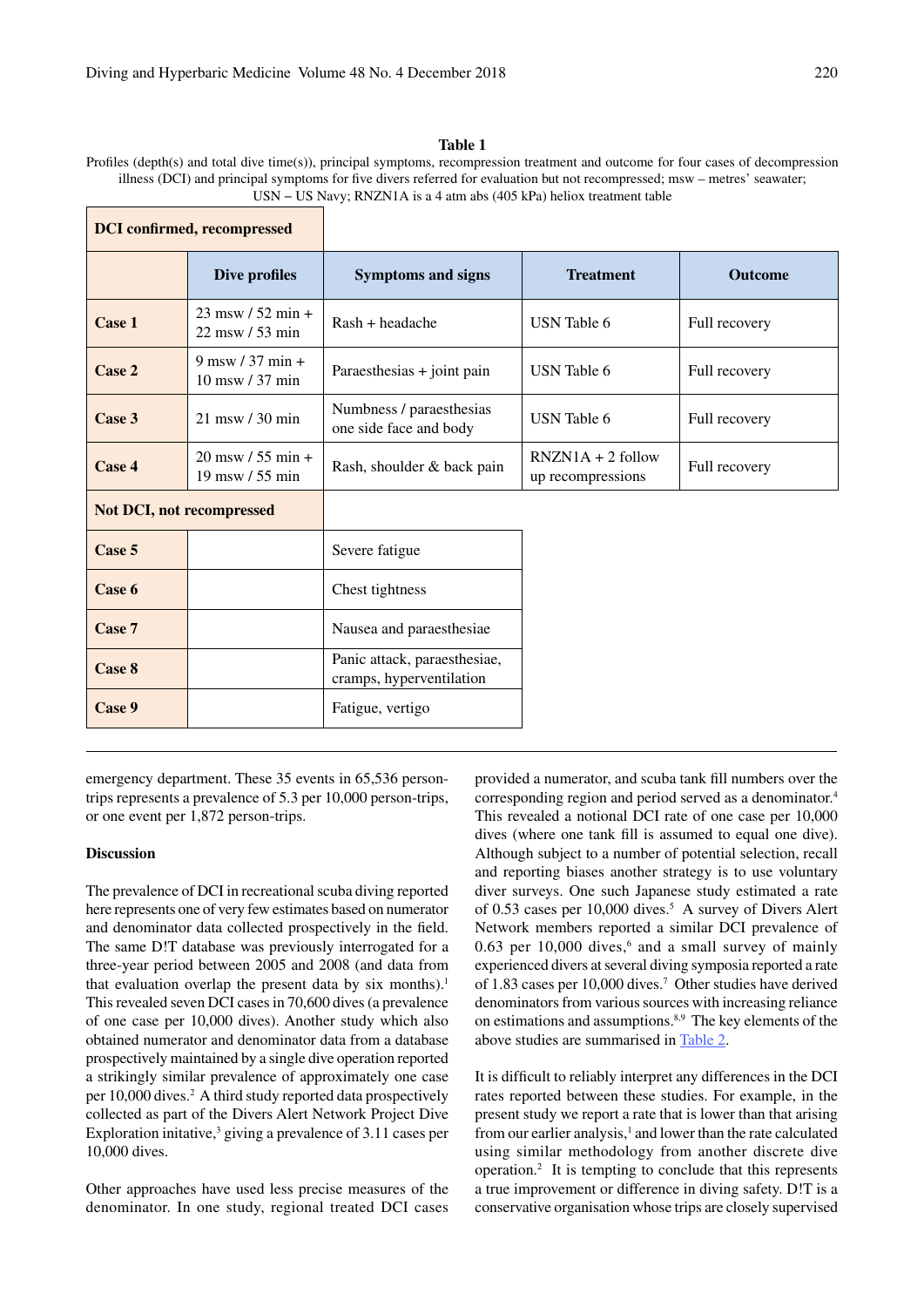**Table 1**

Profiles (depth(s) and total dive time(s)), principal symptoms, recompression treatment and outcome for four cases of decompression illness (DCI) and principal symptoms for five divers referred for evaluation but not recompressed; msw – metres' seawater; USN – US Navy; RNZN1A is a 4 atm abs (405 kPa) heliox treatment table

| **DCI confirmed, recompressed** | | | | |
|---|---|---|---|---|
| | **Dive profiles** | **Symptoms and signs** | **Treatment** | **Outcome** |
| **Case 1** | 23 msw / 52 min + 22 msw / 53 min | Rash + headache | USN Table 6 | Full recovery |
| **Case 2** | 9 msw / 37 min + 10 msw / 37 min | Paraesthesias + joint pain | USN Table 6 | Full recovery |
| **Case 3** | 21 msw / 30 min | Numbness / paraesthesias one side face and body | USN Table 6 | Full recovery |
| **Case 4** | 20 msw / 55 min + 19 msw / 55 min | Rash, shoulder & back pain | RNZN1A + 2 follow up recompressions | Full recovery |
| **Not DCI, not recompressed** | | | | |
| **Case 5** | | Severe fatigue | | |
| **Case 6** | | Chest tightness | | |
| **Case 7** | | Nausea and paraesthesiae | | |
| **Case 8** | | Panic attack, paraesthesiae, cramps, hyperventilation | | |
| **Case 9** | | Fatigue, vertigo | | |

emergency department. These 35 events in 65,536 person-trips represents a prevalence of 5.3 per 10,000 person-trips, or one event per 1,872 person-trips.

## Discussion

The prevalence of DCI in recreational scuba diving reported here represents one of very few estimates based on numerator and denominator data collected prospectively in the field. The same D!T database was previously interrogated for a three-year period between 2005 and 2008 (and data from that evaluation overlap the present data by six months).[1] This revealed seven DCI cases in 70,600 dives (a prevalence of one case per 10,000 dives). Another study which also obtained numerator and denominator data from a database prospectively maintained by a single dive operation reported a strikingly similar prevalence of approximately one case per 10,000 dives.[2] A third study reported data prospectively collected as part of the Divers Alert Network Project Dive Exploration initative,[3] giving a prevalence of 3.11 cases per 10,000 dives.

Other approaches have used less precise measures of the denominator. In one study, regional treated DCI cases provided a numerator, and scuba tank fill numbers over the corresponding region and period served as a denominator.[4] This revealed a notional DCI rate of one case per 10,000 dives (where one tank fill is assumed to equal one dive). Although subject to a number of potential selection, recall and reporting biases another strategy is to use voluntary diver surveys. One such Japanese study estimated a rate of 0.53 cases per 10,000 dives.[5] A survey of Divers Alert Network members reported a similar DCI prevalence of 0.63 per 10,000 dives,[6] and a small survey of mainly experienced divers at several diving symposia reported a rate of 1.83 cases per 10,000 dives.[7] Other studies have derived denominators from various sources with increasing reliance on estimations and assumptions.[8,9] The key elements of the above studies are summarised in Table 2.

It is difficult to reliably interpret any differences in the DCI rates reported between these studies. For example, in the present study we report a rate that is lower than that arising from our earlier analysis,[1] and lower than the rate calculated using similar methodology from another discrete dive operation.[2] It is tempting to conclude that this represents a true improvement or difference in diving safety. D!T is a conservative organisation whose trips are closely supervised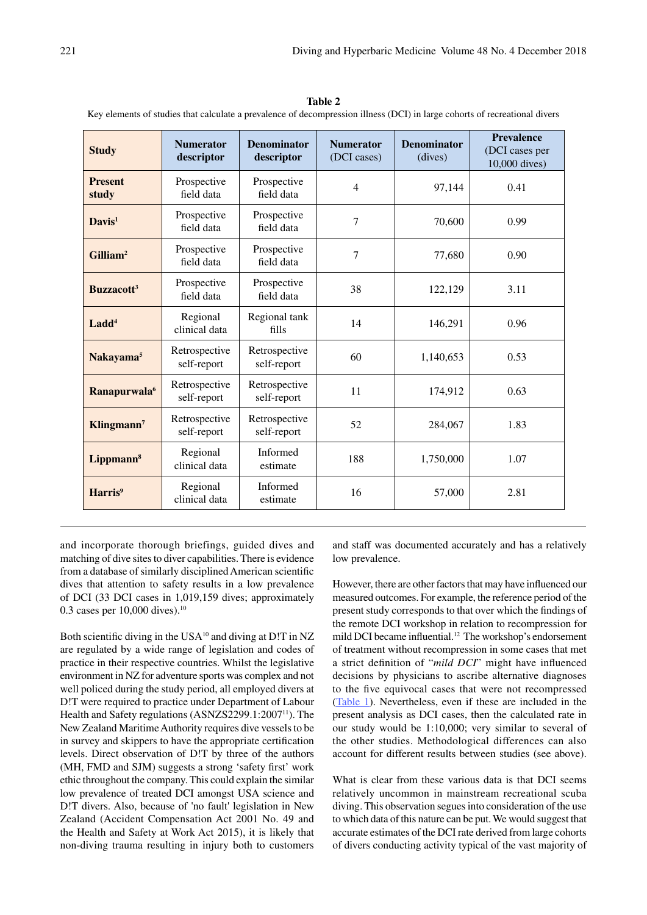**Table 2**

Key elements of studies that calculate a prevalence of decompression illness (DCI) in large cohorts of recreational divers

| Study | Numerator descriptor | Denominator descriptor | Numerator (DCI cases) | Denominator (dives) | Prevalence (DCI cases per 10,000 dives) |
|---|---|---|---|---|---|
| **Present study** | Prospective field data | Prospective field data | 4 | 97,144 | 0.41 |
| **Davis**[1] | Prospective field data | Prospective field data | 7 | 70,600 | 0.99 |
| **Gilliam**[2] | Prospective field data | Prospective field data | 7 | 77,680 | 0.90 |
| **Buzzacott**[3] | Prospective field data | Prospective field data | 38 | 122,129 | 3.11 |
| **Ladd**[4] | Regional clinical data | Regional tank fills | 14 | 146,291 | 0.96 |
| **Nakayama**[5] | Retrospective self-report | Retrospective self-report | 60 | 1,140,653 | 0.53 |
| **Ranapurwala**[6] | Retrospective self-report | Retrospective self-report | 11 | 174,912 | 0.63 |
| **Klingmann**[7] | Retrospective self-report | Retrospective self-report | 52 | 284,067 | 1.83 |
| **Lippmann**[8] | Regional clinical data | Informed estimate | 188 | 1,750,000 | 1.07 |
| **Harris**[9] | Regional clinical data | Informed estimate | 16 | 57,000 | 2.81 |

and incorporate thorough briefings, guided dives and matching of dive sites to diver capabilities. There is evidence from a database of similarly disciplined American scientific dives that attention to safety results in a low prevalence of DCI (33 DCI cases in 1,019,159 dives; approximately 0.3 cases per 10,000 dives).[10]

Both scientific diving in the USA[10] and diving at D!T in NZ are regulated by a wide range of legislation and codes of practice in their respective countries. Whilst the legislative environment in NZ for adventure sports was complex and not well policed during the study period, all employed divers at D!T were required to practice under Department of Labour Health and Safety regulations (ASNZS2299.1:2007[11]). The New Zealand Maritime Authority requires dive vessels to be in survey and skippers to have the appropriate certification levels. Direct observation of D!T by three of the authors (MH, FMD and SJM) suggests a strong 'safety first' work ethic throughout the company. This could explain the similar low prevalence of treated DCI amongst USA science and D!T divers. Also, because of 'no fault' legislation in New Zealand (Accident Compensation Act 2001 No. 49 and the Health and Safety at Work Act 2015), it is likely that non-diving trauma resulting in injury both to customers and staff was documented accurately and has a relatively low prevalence.

However, there are other factors that may have influenced our measured outcomes. For example, the reference period of the present study corresponds to that over which the findings of the remote DCI workshop in relation to recompression for mild DCI became influential.[12] The workshop's endorsement of treatment without recompression in some cases that met a strict definition of "*mild DCI*" might have influenced decisions by physicians to ascribe alternative diagnoses to the five equivocal cases that were not recompressed (Table 1). Nevertheless, even if these are included in the present analysis as DCI cases, then the calculated rate in our study would be 1:10,000; very similar to several of the other studies. Methodological differences can also account for different results between studies (see above).

What is clear from these various data is that DCI seems relatively uncommon in mainstream recreational scuba diving. This observation segues into consideration of the use to which data of this nature can be put. We would suggest that accurate estimates of the DCI rate derived from large cohorts of divers conducting activity typical of the vast majority of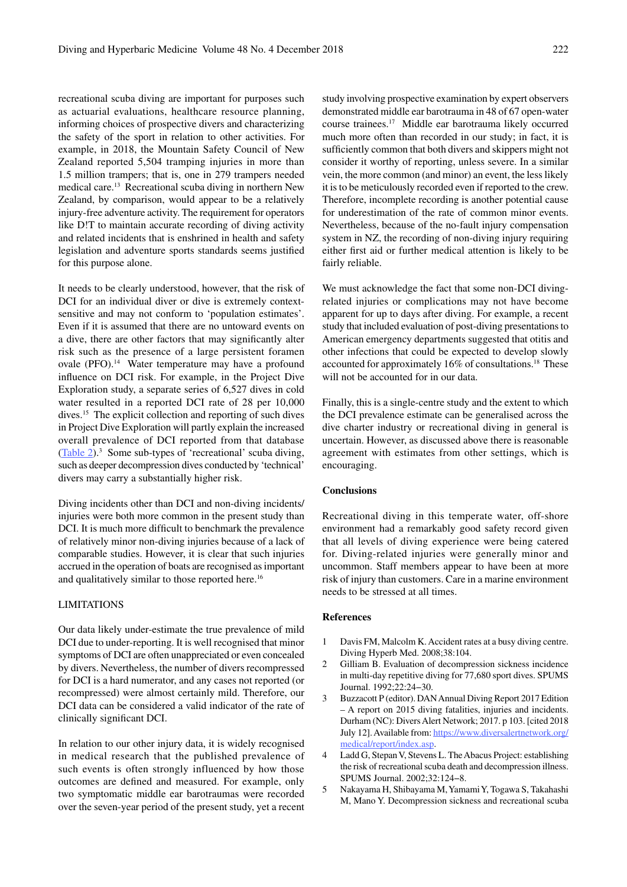recreational scuba diving are important for purposes such as actuarial evaluations, healthcare resource planning, informing choices of prospective divers and characterizing the safety of the sport in relation to other activities. For example, in 2018, the Mountain Safety Council of New Zealand reported 5,504 tramping injuries in more than 1.5 million trampers; that is, one in 279 trampers needed medical care.[13] Recreational scuba diving in northern New Zealand, by comparison, would appear to be a relatively injury-free adventure activity. The requirement for operators like D!T to maintain accurate recording of diving activity and related incidents that is enshrined in health and safety legislation and adventure sports standards seems justified for this purpose alone.

It needs to be clearly understood, however, that the risk of DCI for an individual diver or dive is extremely context-sensitive and may not conform to 'population estimates'. Even if it is assumed that there are no untoward events on a dive, there are other factors that may significantly alter risk such as the presence of a large persistent foramen ovale (PFO).[14] Water temperature may have a profound influence on DCI risk. For example, in the Project Dive Exploration study, a separate series of 6,527 dives in cold water resulted in a reported DCI rate of 28 per 10,000 dives.[15] The explicit collection and reporting of such dives in Project Dive Exploration will partly explain the increased overall prevalence of DCI reported from that database (Table 2).[3] Some sub-types of 'recreational' scuba diving, such as deeper decompression dives conducted by 'technical' divers may carry a substantially higher risk.

Diving incidents other than DCI and non-diving incidents/injuries were both more common in the present study than DCI. It is much more difficult to benchmark the prevalence of relatively minor non-diving injuries because of a lack of comparable studies. However, it is clear that such injuries accrued in the operation of boats are recognised as important and qualitatively similar to those reported here.[16]

LIMITATIONS

Our data likely under-estimate the true prevalence of mild DCI due to under-reporting. It is well recognised that minor symptoms of DCI are often unappreciated or even concealed by divers. Nevertheless, the number of divers recompressed for DCI is a hard numerator, and any cases not reported (or recompressed) were almost certainly mild. Therefore, our DCI data can be considered a valid indicator of the rate of clinically significant DCI.

In relation to our other injury data, it is widely recognised in medical research that the published prevalence of such events is often strongly influenced by how those outcomes are defined and measured. For example, only two symptomatic middle ear barotraumas were recorded over the seven-year period of the present study, yet a recent study involving prospective examination by expert observers demonstrated middle ear barotrauma in 48 of 67 open-water course trainees.[17] Middle ear barotrauma likely occurred much more often than recorded in our study; in fact, it is sufficiently common that both divers and skippers might not consider it worthy of reporting, unless severe. In a similar vein, the more common (and minor) an event, the less likely it is to be meticulously recorded even if reported to the crew. Therefore, incomplete recording is another potential cause for underestimation of the rate of common minor events. Nevertheless, because of the no-fault injury compensation system in NZ, the recording of non-diving injury requiring either first aid or further medical attention is likely to be fairly reliable.

We must acknowledge the fact that some non-DCI diving-related injuries or complications may not have become apparent for up to days after diving. For example, a recent study that included evaluation of post-diving presentations to American emergency departments suggested that otitis and other infections that could be expected to develop slowly accounted for approximately 16% of consultations.[18] These will not be accounted for in our data.

Finally, this is a single-centre study and the extent to which the DCI prevalence estimate can be generalised across the dive charter industry or recreational diving in general is uncertain. However, as discussed above there is reasonable agreement with estimates from other settings, which is encouraging.

## Conclusions

Recreational diving in this temperate water, off-shore environment had a remarkably good safety record given that all levels of diving experience were being catered for. Diving-related injuries were generally minor and uncommon. Staff members appear to have been at more risk of injury than customers. Care in a marine environment needs to be stressed at all times.

## References

1. Davis FM, Malcolm K. Accident rates at a busy diving centre. Diving Hyperb Med. 2008;38:104.
2. Gilliam B. Evaluation of decompression sickness incidence in multi-day repetitive diving for 77,680 sport dives. SPUMS Journal. 1992;22:24–30.
3. Buzzacott P (editor). DAN Annual Diving Report 2017 Edition – A report on 2015 diving fatalities, injuries and incidents. Durham (NC): Divers Alert Network; 2017. p 103. [cited 2018 July 12]. Available from: https://www.diversalertnetwork.org/medical/report/index.asp.
4. Ladd G, Stepan V, Stevens L. The Abacus Project: establishing the risk of recreational scuba death and decompression illness. SPUMS Journal. 2002;32:124–8.
5. Nakayama H, Shibayama M, Yamami Y, Togawa S, Takahashi M, Mano Y. Decompression sickness and recreational scuba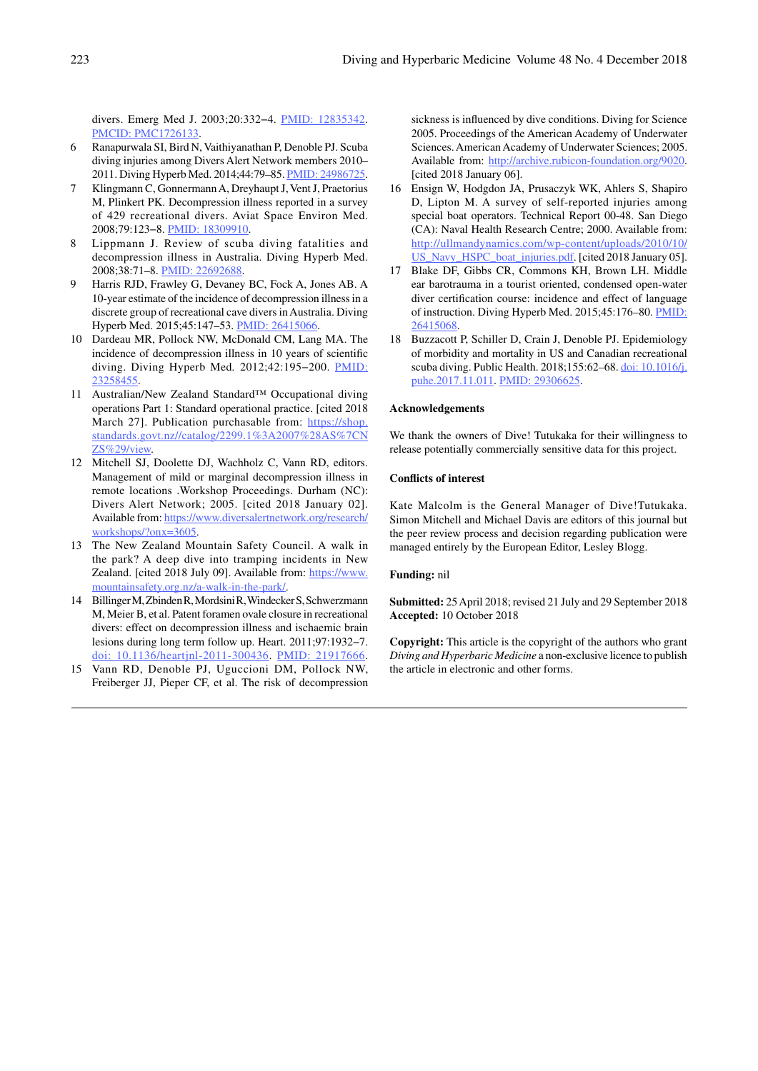divers. Emerg Med J. 2003;20:332–4. PMID: 12835342. PMCID: PMC1726133.

6 Ranapurwala SI, Bird N, Vaithiyanathan P, Denoble PJ. Scuba diving injuries among Divers Alert Network members 2010–2011. Diving Hyperb Med. 2014;44:79–85. PMID: 24986725.

7 Klingmann C, Gonnermann A, Dreyhaupt J, Vent J, Praetorius M, Plinkert PK. Decompression illness reported in a survey of 429 recreational divers. Aviat Space Environ Med. 2008;79:123–8. PMID: 18309910.

8 Lippmann J. Review of scuba diving fatalities and decompression illness in Australia. Diving Hyperb Med. 2008;38:71–8. PMID: 22692688.

9 Harris RJD, Frawley G, Devaney BC, Fock A, Jones AB. A 10-year estimate of the incidence of decompression illness in a discrete group of recreational cave divers in Australia. Diving Hyperb Med. 2015;45:147–53. PMID: 26415066.

10 Dardeau MR, Pollock NW, McDonald CM, Lang MA. The incidence of decompression illness in 10 years of scientific diving. Diving Hyperb Med. 2012;42:195–200. PMID: 23258455.

11 Australian/New Zealand Standard™ Occupational diving operations Part 1: Standard operational practice. [cited 2018 March 27]. Publication purchasable from: https://shop.standards.govt.nz//catalog/2299.1%3A2007%28AS%7CNZS%29/view.

12 Mitchell SJ, Doolette DJ, Wachholz C, Vann RD, editors. Management of mild or marginal decompression illness in remote locations .Workshop Proceedings. Durham (NC): Divers Alert Network; 2005. [cited 2018 January 02]. Available from: https://www.diversalertnetwork.org/research/workshops/?onx=3605.

13 The New Zealand Mountain Safety Council. A walk in the park? A deep dive into tramping incidents in New Zealand. [cited 2018 July 09]. Available from: https://www.mountainsafety.org.nz/a-walk-in-the-park/.

14 Billinger M, Zbinden R, Mordsini R, Windecker S, Schwerzmann M, Meier B, et al. Patent foramen ovale closure in recreational divers: effect on decompression illness and ischaemic brain lesions during long term follow up. Heart. 2011;97:1932–7. doi: 10.1136/heartjnl-2011-300436. PMID: 21917666.

15 Vann RD, Denoble PJ, Uguccioni DM, Pollock NW, Freiberger JJ, Pieper CF, et al. The risk of decompression sickness is influenced by dive conditions. Diving for Science 2005. Proceedings of the American Academy of Underwater Sciences. American Academy of Underwater Sciences; 2005. Available from: http://archive.rubicon-foundation.org/9020. [cited 2018 January 06].

16 Ensign W, Hodgdon JA, Prusaczyk WK, Ahlers S, Shapiro D, Lipton M. A survey of self-reported injuries among special boat operators. Technical Report 00-48. San Diego (CA): Naval Health Research Centre; 2000. Available from: http://ullmandynamics.com/wp-content/uploads/2010/10/US_Navy_HSPC_boat_injuries.pdf. [cited 2018 January 05].

17 Blake DF, Gibbs CR, Commons KH, Brown LH. Middle ear barotrauma in a tourist oriented, condensed open-water diver certification course: incidence and effect of language of instruction. Diving Hyperb Med. 2015;45:176–80. PMID: 26415068.

18 Buzzacott P, Schiller D, Crain J, Denoble PJ. Epidemiology of morbidity and mortality in US and Canadian recreational scuba diving. Public Health. 2018;155:62–68. doi: 10.1016/j.puhe.2017.11.011. PMID: 29306625.

**Acknowledgements**

We thank the owners of Dive! Tutukaka for their willingness to release potentially commercially sensitive data for this project.

**Conflicts of interest**

Kate Malcolm is the General Manager of Dive!Tutukaka. Simon Mitchell and Michael Davis are editors of this journal but the peer review process and decision regarding publication were managed entirely by the European Editor, Lesley Blogg.

**Funding:** nil

**Submitted:** 25 April 2018; revised 21 July and 29 September 2018
**Accepted:** 10 October 2018

**Copyright:** This article is the copyright of the authors who grant *Diving and Hyperbaric Medicine* a non-exclusive licence to publish the article in electronic and other forms.